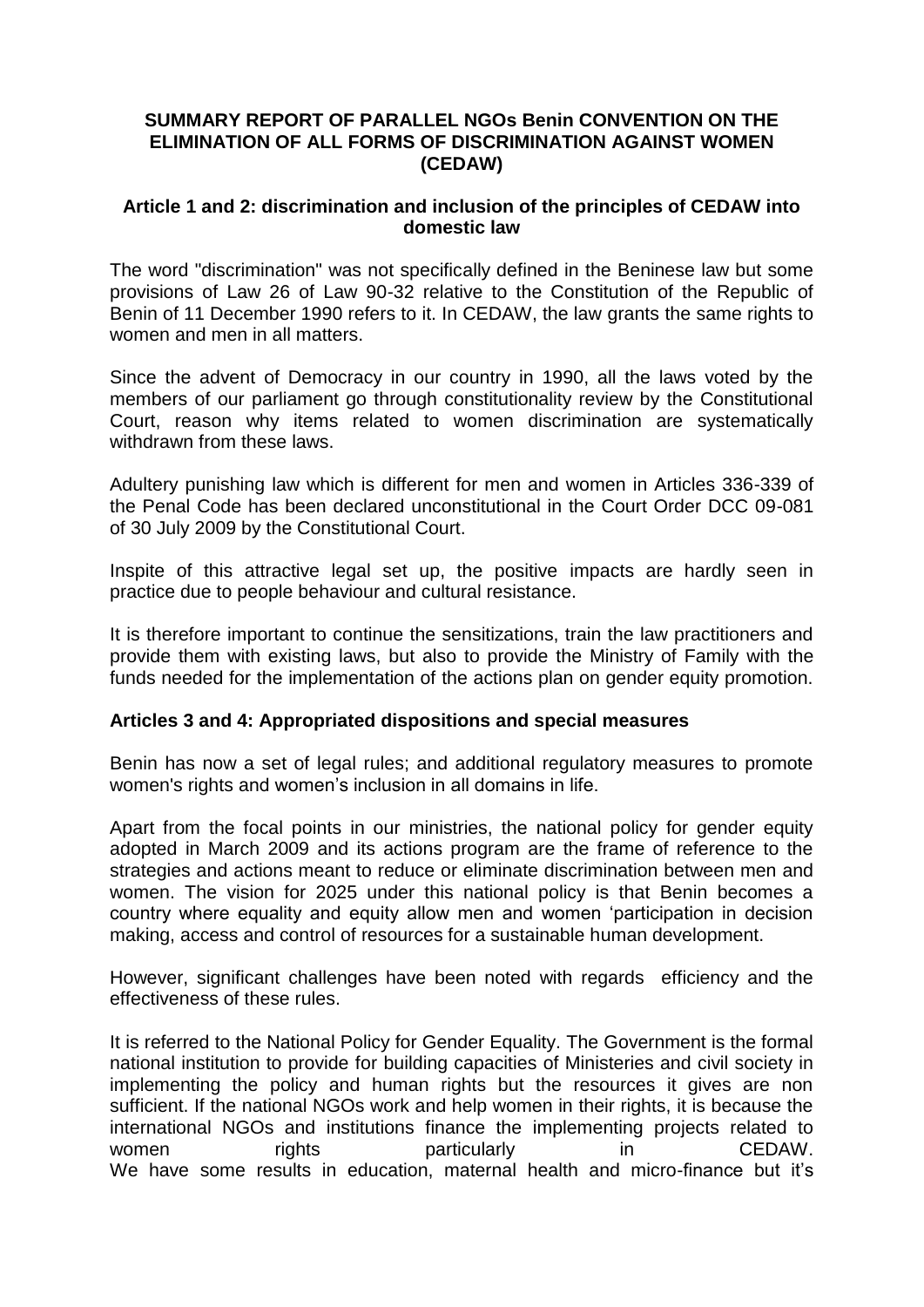**SUMMARY REPORT OF PARALLEL NGOs Benin CONVENTION ON THE ELIMINATION OF ALL FORMS OF DISCRIMINATION AGAINST WOMEN (CEDAW)**

**Article 1 and 2: discrimination and inclusion of the principles of CEDAW into domestic law**

The word "discrimination" was not specifically defined in the Beninese law but some provisions of Law 26 of Law 90-32 relative to the Constitution of the Republic of Benin of 11 December 1990 refers to it. In CEDAW, the law grants the same rights to women and men in all matters.

Since the advent of Democracy in our country in 1990, all the laws voted by the members of our parliament go through constitutionality review by the Constitutional Court, reason why items related to women discrimination are systematically withdrawn from these laws.

Adultery punishing law which is different for men and women in Articles 336-339 of the Penal Code has been declared unconstitutional in the Court Order DCC 09-081 of 30 July 2009 by the Constitutional Court.

Inspite of this attractive legal set up, the positive impacts are hardly seen in practice due to people behaviour and cultural resistance.

It is therefore important to continue the sensitizations, train the law practitioners and provide them with existing laws, but also to provide the Ministry of Family with the funds needed for the implementation of the actions plan on gender equity promotion.

**Articles 3 and 4: Appropriated dispositions and special measures**

Benin has now a set of legal rules; and additional regulatory measures to promote women's rights and women's inclusion in all domains in life.

Apart from the focal points in our ministries, the national policy for gender equity adopted in March 2009 and its actions program are the frame of reference to the strategies and actions meant to reduce or eliminate discrimination between men and women. The vision for 2025 under this national policy is that Benin becomes a country where equality and equity allow men and women 'participation in decision making, access and control of resources for a sustainable human development.

However, significant challenges have been noted with regards efficiency and the effectiveness of these rules.

It is referred to the National Policy for Gender Equality. The Government is the formal national institution to provide for building capacities of Ministeries and civil society in implementing the policy and human rights but the resources it gives are non sufficient. If the national NGOs work and help women in their rights, it is because the international NGOs and institutions finance the implementing projects related to women rights particularly in CEDAW.
We have some results in education, maternal health and micro-finance but it's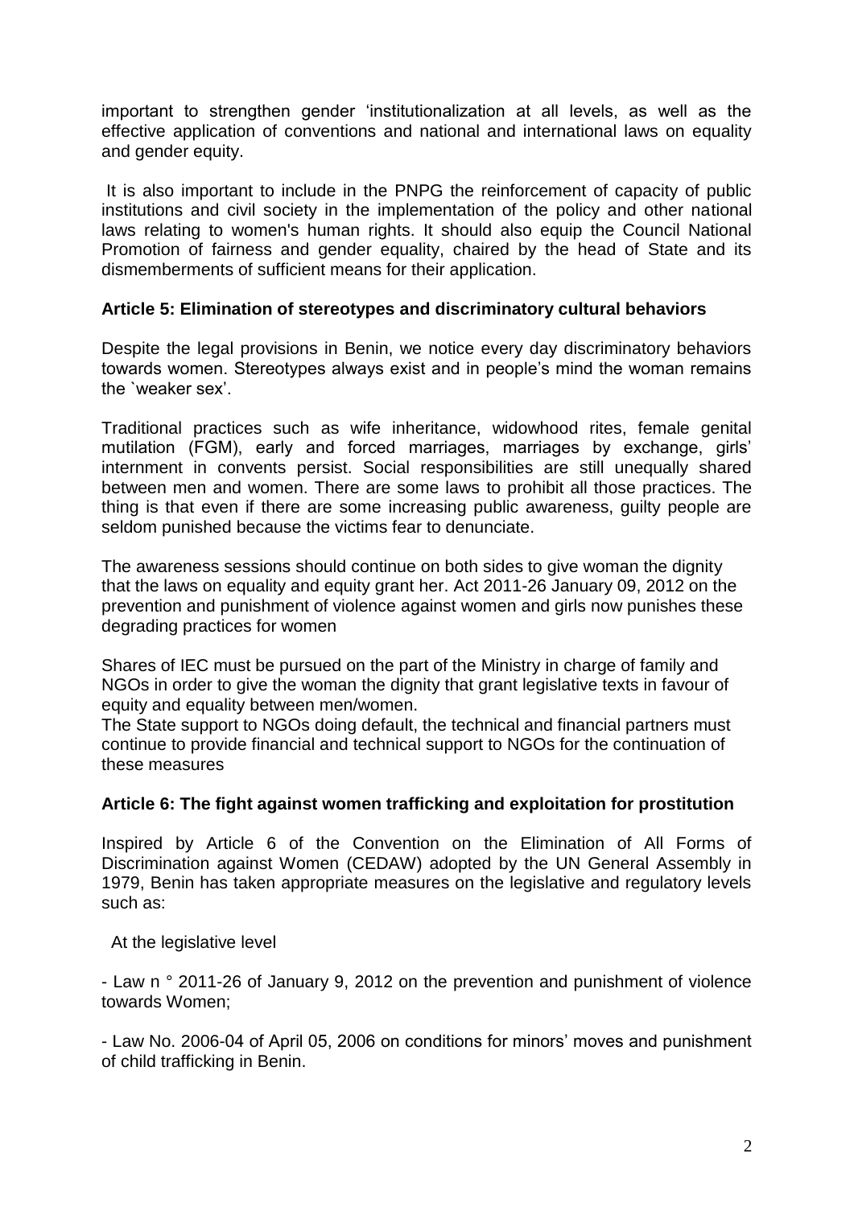important to strengthen gender 'institutionalization at all levels, as well as the effective application of conventions and national and international laws on equality and gender equity.

It is also important to include in the PNPG the reinforcement of capacity of public institutions and civil society in the implementation of the policy and other national laws relating to women's human rights. It should also equip the Council National Promotion of fairness and gender equality, chaired by the head of State and its dismemberments of sufficient means for their application.

**Article 5: Elimination of stereotypes and discriminatory cultural behaviors**

Despite the legal provisions in Benin, we notice every day discriminatory behaviors towards women. Stereotypes always exist and in people's mind the woman remains the `weaker sex'.

Traditional practices such as wife inheritance, widowhood rites, female genital mutilation (FGM), early and forced marriages, marriages by exchange, girls' internment in convents persist. Social responsibilities are still unequally shared between men and women. There are some laws to prohibit all those practices. The thing is that even if there are some increasing public awareness, guilty people are seldom punished because the victims fear to denunciate.

The awareness sessions should continue on both sides to give woman the dignity that the laws on equality and equity grant her. Act 2011-26 January 09, 2012 on the prevention and punishment of violence against women and girls now punishes these degrading practices for women

Shares of IEC must be pursued on the part of the Ministry in charge of family and NGOs in order to give the woman the dignity that grant legislative texts in favour of equity and equality between men/women.
The State support to NGOs doing default, the technical and financial partners must continue to provide financial and technical support to NGOs for the continuation of these measures

**Article 6: The fight against women trafficking and exploitation for prostitution**

Inspired by Article 6 of the Convention on the Elimination of All Forms of Discrimination against Women (CEDAW) adopted by the UN General Assembly in 1979, Benin has taken appropriate measures on the legislative and regulatory levels such as:

At the legislative level

- Law n ° 2011-26 of January 9, 2012 on the prevention and punishment of violence towards Women;

- Law No. 2006-04 of April 05, 2006 on conditions for minors' moves and punishment of child trafficking in Benin.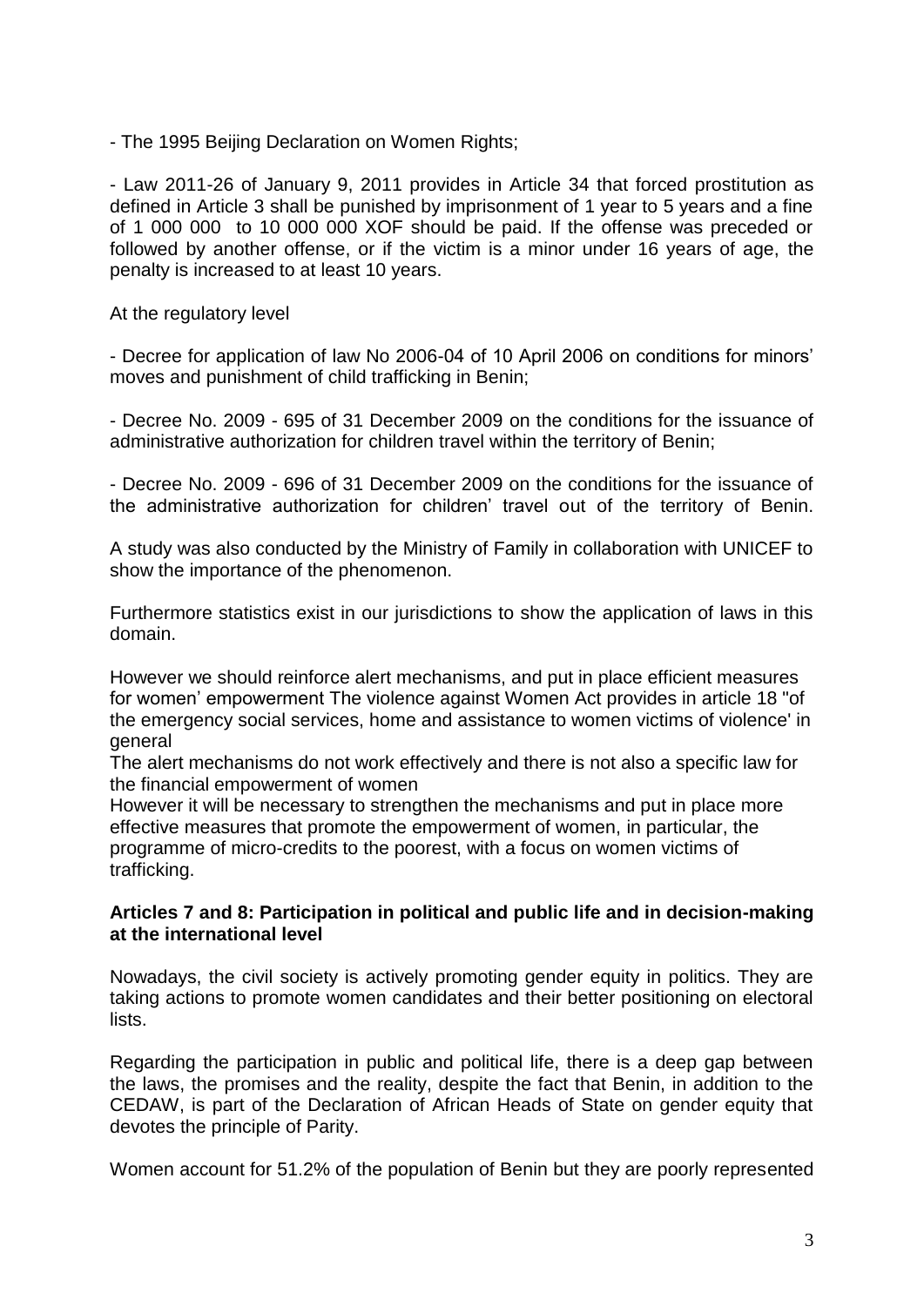- The 1995 Beijing Declaration on Women Rights;

- Law 2011-26 of January 9, 2011 provides in Article 34 that forced prostitution as defined in Article 3 shall be punished by imprisonment of 1 year to 5 years and a fine of 1 000 000 to 10 000 000 XOF should be paid. If the offense was preceded or followed by another offense, or if the victim is a minor under 16 years of age, the penalty is increased to at least 10 years.

At the regulatory level

- Decree for application of law No 2006-04 of 10 April 2006 on conditions for minors' moves and punishment of child trafficking in Benin;

- Decree No. 2009 - 695 of 31 December 2009 on the conditions for the issuance of administrative authorization for children travel within the territory of Benin;

- Decree No. 2009 - 696 of 31 December 2009 on the conditions for the issuance of the administrative authorization for children' travel out of the territory of Benin.

A study was also conducted by the Ministry of Family in collaboration with UNICEF to show the importance of the phenomenon.

Furthermore statistics exist in our jurisdictions to show the application of laws in this domain.

However we should reinforce alert mechanisms, and put in place efficient measures for women' empowerment The violence against Women Act provides in article 18 "of the emergency social services, home and assistance to women victims of violence' in general

The alert mechanisms do not work effectively and there is not also a specific law for the financial empowerment of women

However it will be necessary to strengthen the mechanisms and put in place more effective measures that promote the empowerment of women, in particular, the programme of micro-credits to the poorest, with a focus on women victims of trafficking.

**Articles 7 and 8: Participation in political and public life and in decision-making at the international level**

Nowadays, the civil society is actively promoting gender equity in politics. They are taking actions to promote women candidates and their better positioning on electoral lists.

Regarding the participation in public and political life, there is a deep gap between the laws, the promises and the reality, despite the fact that Benin, in addition to the CEDAW, is part of the Declaration of African Heads of State on gender equity that devotes the principle of Parity.

Women account for 51.2% of the population of Benin but they are poorly represented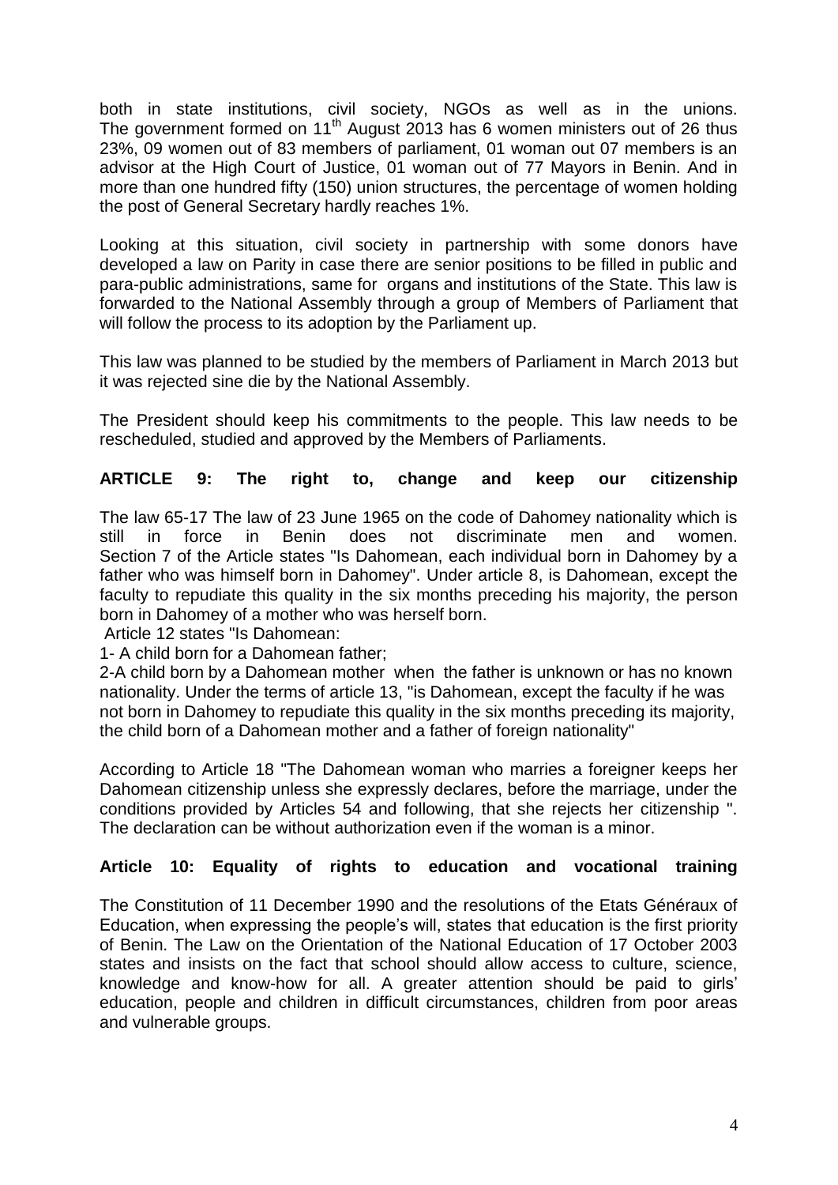both in state institutions, civil society, NGOs as well as in the unions. The government formed on 11th August 2013 has 6 women ministers out of 26 thus 23%, 09 women out of 83 members of parliament, 01 woman out 07 members is an advisor at the High Court of Justice, 01 woman out of 77 Mayors in Benin. And in more than one hundred fifty (150) union structures, the percentage of women holding the post of General Secretary hardly reaches 1%.

Looking at this situation, civil society in partnership with some donors have developed a law on Parity in case there are senior positions to be filled in public and para-public administrations, same for organs and institutions of the State. This law is forwarded to the National Assembly through a group of Members of Parliament that will follow the process to its adoption by the Parliament up.

This law was planned to be studied by the members of Parliament in March 2013 but it was rejected sine die by the National Assembly.

The President should keep his commitments to the people. This law needs to be rescheduled, studied and approved by the Members of Parliaments.

**ARTICLE 9: The right to, change and keep our citizenship**

The law 65-17 The law of 23 June 1965 on the code of Dahomey nationality which is still in force in Benin does not discriminate men and women. Section 7 of the Article states "Is Dahomean, each individual born in Dahomey by a father who was himself born in Dahomey". Under article 8, is Dahomean, except the faculty to repudiate this quality in the six months preceding his majority, the person born in Dahomey of a mother who was herself born.

Article 12 states "Is Dahomean:

1- A child born for a Dahomean father;

2-A child born by a Dahomean mother when the father is unknown or has no known nationality. Under the terms of article 13, "is Dahomean, except the faculty if he was not born in Dahomey to repudiate this quality in the six months preceding its majority, the child born of a Dahomean mother and a father of foreign nationality"

According to Article 18 "The Dahomean woman who marries a foreigner keeps her Dahomean citizenship unless she expressly declares, before the marriage, under the conditions provided by Articles 54 and following, that she rejects her citizenship ". The declaration can be without authorization even if the woman is a minor.

**Article 10: Equality of rights to education and vocational training**

The Constitution of 11 December 1990 and the resolutions of the Etats Généraux of Education, when expressing the people's will, states that education is the first priority of Benin. The Law on the Orientation of the National Education of 17 October 2003 states and insists on the fact that school should allow access to culture, science, knowledge and know-how for all. A greater attention should be paid to girls' education, people and children in difficult circumstances, children from poor areas and vulnerable groups.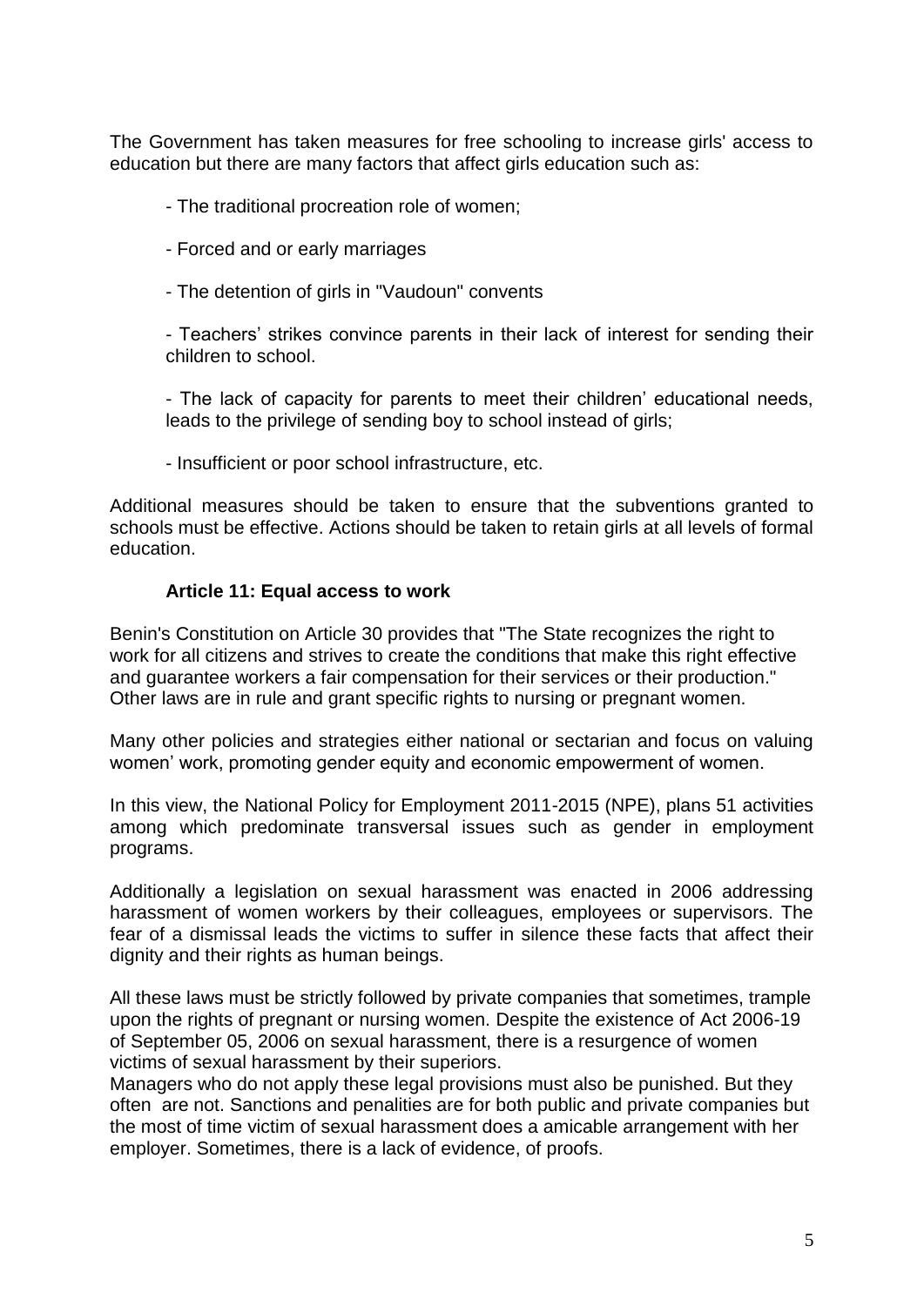The Government has taken measures for free schooling to increase girls' access to education but there are many factors that affect girls education such as:

- The traditional procreation role of women;
- Forced and or early marriages
- The detention of girls in "Vaudoun" convents
- Teachers' strikes convince parents in their lack of interest for sending their children to school.
- The lack of capacity for parents to meet their children' educational needs, leads to the privilege of sending boy to school instead of girls;
- Insufficient or poor school infrastructure, etc.

Additional measures should be taken to ensure that the subventions granted to schools must be effective. Actions should be taken to retain girls at all levels of formal education.

### Article 11: Equal access to work

Benin's Constitution on Article 30 provides that "The State recognizes the right to work for all citizens and strives to create the conditions that make this right effective and guarantee workers a fair compensation for their services or their production." Other laws are in rule and grant specific rights to nursing or pregnant women.

Many other policies and strategies either national or sectarian and focus on valuing women' work, promoting gender equity and economic empowerment of women.

In this view, the National Policy for Employment 2011-2015 (NPE), plans 51 activities among which predominate transversal issues such as gender in employment programs.

Additionally a legislation on sexual harassment was enacted in 2006 addressing harassment of women workers by their colleagues, employees or supervisors. The fear of a dismissal leads the victims to suffer in silence these facts that affect their dignity and their rights as human beings.

All these laws must be strictly followed by private companies that sometimes, trample upon the rights of pregnant or nursing women. Despite the existence of Act 2006-19 of September 05, 2006 on sexual harassment, there is a resurgence of women victims of sexual harassment by their superiors.

Managers who do not apply these legal provisions must also be punished. But they often are not. Sanctions and penalities are for both public and private companies but the most of time victim of sexual harassment does a amicable arrangement with her employer. Sometimes, there is a lack of evidence, of proofs.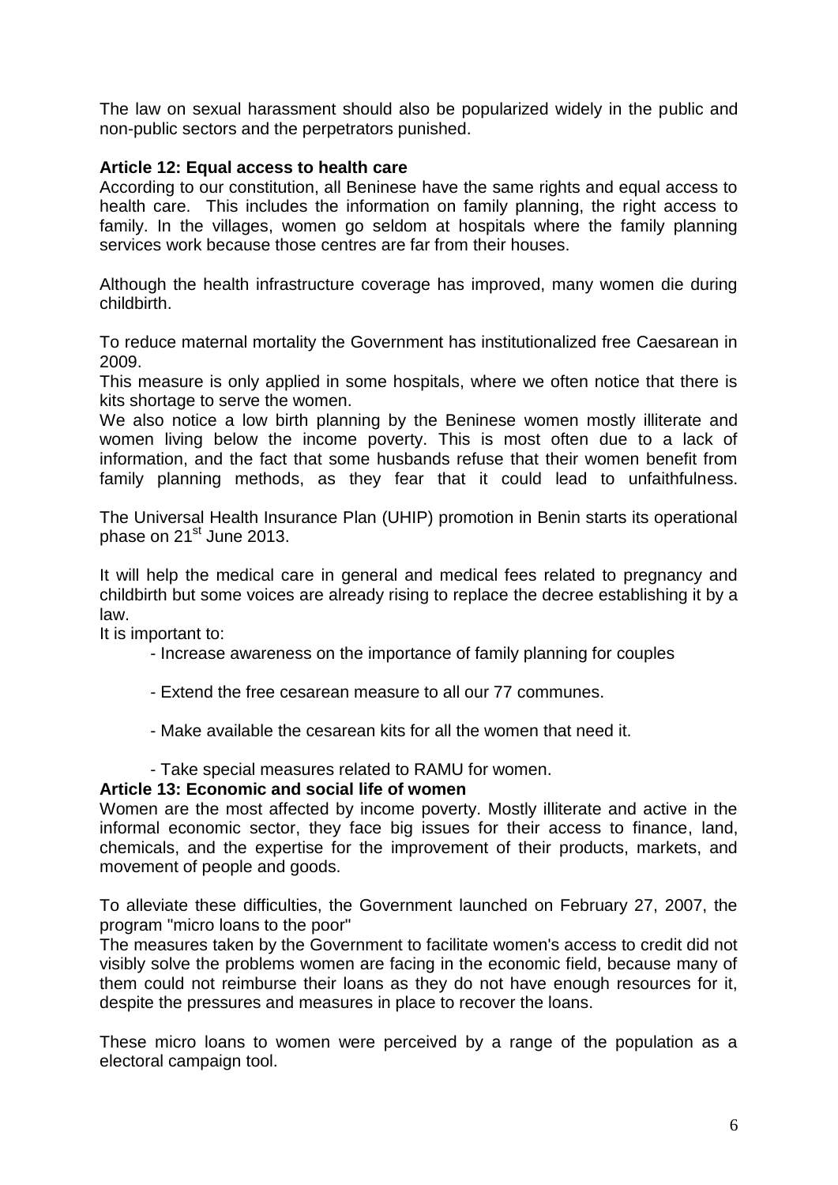The law on sexual harassment should also be popularized widely in the public and non-public sectors and the perpetrators punished.

**Article 12: Equal access to health care**

According to our constitution, all Beninese have the same rights and equal access to health care. This includes the information on family planning, the right access to family. In the villages, women go seldom at hospitals where the family planning services work because those centres are far from their houses.

Although the health infrastructure coverage has improved, many women die during childbirth.

To reduce maternal mortality the Government has institutionalized free Caesarean in 2009.

This measure is only applied in some hospitals, where we often notice that there is kits shortage to serve the women.

We also notice a low birth planning by the Beninese women mostly illiterate and women living below the income poverty. This is most often due to a lack of information, and the fact that some husbands refuse that their women benefit from family planning methods, as they fear that it could lead to unfaithfulness.

The Universal Health Insurance Plan (UHIP) promotion in Benin starts its operational phase on 21st June 2013.

It will help the medical care in general and medical fees related to pregnancy and childbirth but some voices are already rising to replace the decree establishing it by a law.

It is important to:

- Increase awareness on the importance of family planning for couples
- Extend the free cesarean measure to all our 77 communes.
- Make available the cesarean kits for all the women that need it.
- Take special measures related to RAMU for women.

**Article 13: Economic and social life of women**

Women are the most affected by income poverty. Mostly illiterate and active in the informal economic sector, they face big issues for their access to finance, land, chemicals, and the expertise for the improvement of their products, markets, and movement of people and goods.

To alleviate these difficulties, the Government launched on February 27, 2007, the program "micro loans to the poor"

The measures taken by the Government to facilitate women's access to credit did not visibly solve the problems women are facing in the economic field, because many of them could not reimburse their loans as they do not have enough resources for it, despite the pressures and measures in place to recover the loans.

These micro loans to women were perceived by a range of the population as a electoral campaign tool.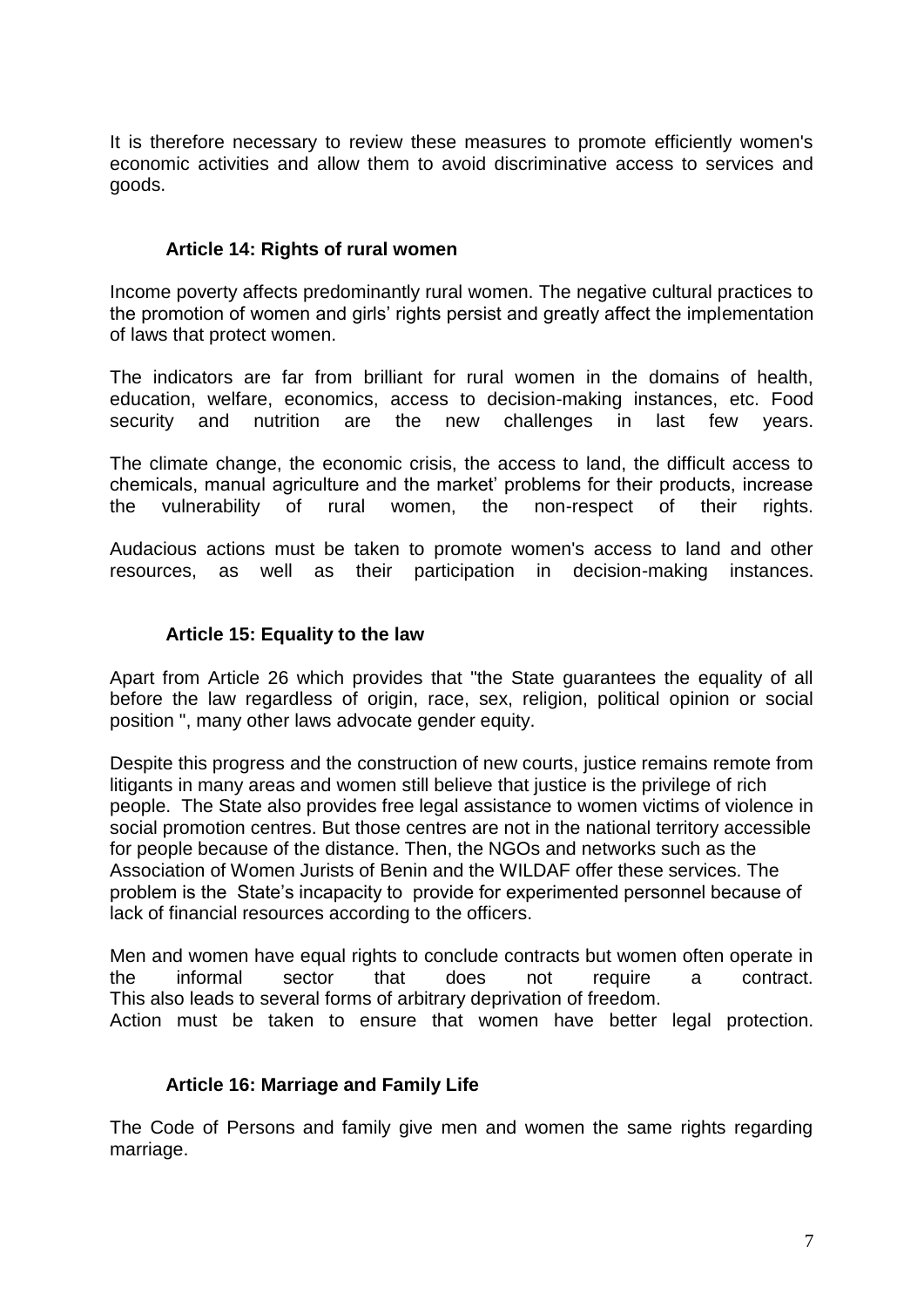It is therefore necessary to review these measures to promote efficiently women's economic activities and allow them to avoid discriminative access to services and goods.

### Article 14: Rights of rural women

Income poverty affects predominantly rural women. The negative cultural practices to the promotion of women and girls' rights persist and greatly affect the implementation of laws that protect women.

The indicators are far from brilliant for rural women in the domains of health, education, welfare, economics, access to decision-making instances, etc. Food security and nutrition are the new challenges in last few years.

The climate change, the economic crisis, the access to land, the difficult access to chemicals, manual agriculture and the market' problems for their products, increase the vulnerability of rural women, the non-respect of their rights.

Audacious actions must be taken to promote women's access to land and other resources, as well as their participation in decision-making instances.

### Article 15: Equality to the law

Apart from Article 26 which provides that "the State guarantees the equality of all before the law regardless of origin, race, sex, religion, political opinion or social position ", many other laws advocate gender equity.

Despite this progress and the construction of new courts, justice remains remote from litigants in many areas and women still believe that justice is the privilege of rich people. The State also provides free legal assistance to women victims of violence in social promotion centres. But those centres are not in the national territory accessible for people because of the distance. Then, the NGOs and networks such as the Association of Women Jurists of Benin and the WILDAF offer these services. The problem is the State's incapacity to provide for experimented personnel because of lack of financial resources according to the officers.

Men and women have equal rights to conclude contracts but women often operate in the informal sector that does not require a contract. This also leads to several forms of arbitrary deprivation of freedom. Action must be taken to ensure that women have better legal protection.

### Article 16: Marriage and Family Life

The Code of Persons and family give men and women the same rights regarding marriage.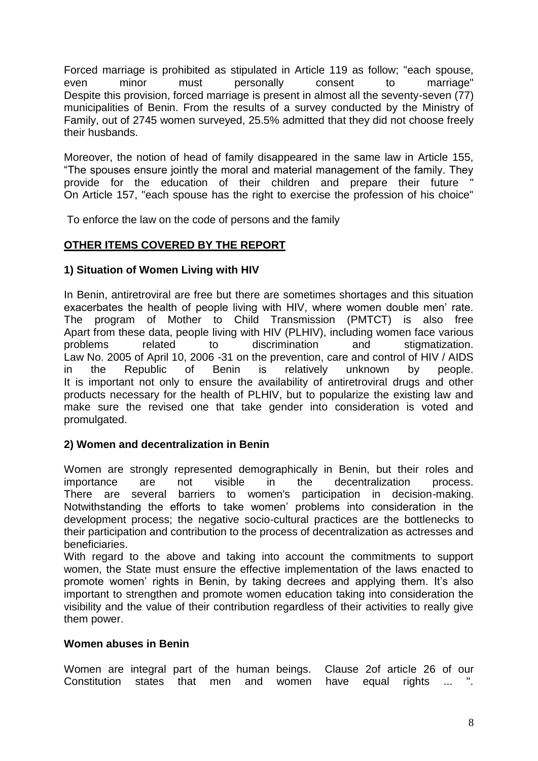Forced marriage is prohibited as stipulated in Article 119 as follow; "each spouse, even minor must personally consent to marriage" Despite this provision, forced marriage is present in almost all the seventy-seven (77) municipalities of Benin. From the results of a survey conducted by the Ministry of Family, out of 2745 women surveyed, 25.5% admitted that they did not choose freely their husbands.

Moreover, the notion of head of family disappeared in the same law in Article 155, "The spouses ensure jointly the moral and material management of the family. They provide for the education of their children and prepare their future " On Article 157, "each spouse has the right to exercise the profession of his choice"

To enforce the law on the code of persons and the family

## OTHER ITEMS COVERED BY THE REPORT

### 1) Situation of Women Living with HIV

In Benin, antiretroviral are free but there are sometimes shortages and this situation exacerbates the health of people living with HIV, where women double men' rate. The program of Mother to Child Transmission (PMTCT) is also free Apart from these data, people living with HIV (PLHIV), including women face various problems related to discrimination and stigmatization. Law No. 2005 of April 10, 2006 -31 on the prevention, care and control of HIV / AIDS in the Republic of Benin is relatively unknown by people. It is important not only to ensure the availability of antiretroviral drugs and other products necessary for the health of PLHIV, but to popularize the existing law and make sure the revised one that take gender into consideration is voted and promulgated.

### 2) Women and decentralization in Benin

Women are strongly represented demographically in Benin, but their roles and importance are not visible in the decentralization process. There are several barriers to women's participation in decision-making. Notwithstanding the efforts to take women' problems into consideration in the development process; the negative socio-cultural practices are the bottlenecks to their participation and contribution to the process of decentralization as actresses and beneficiaries.

With regard to the above and taking into account the commitments to support women, the State must ensure the effective implementation of the laws enacted to promote women' rights in Benin, by taking decrees and applying them. It's also important to strengthen and promote women education taking into consideration the visibility and the value of their contribution regardless of their activities to really give them power.

### Women abuses in Benin

Women are integral part of the human beings. Clause 2of article 26 of our Constitution states that men and women have equal rights ... ".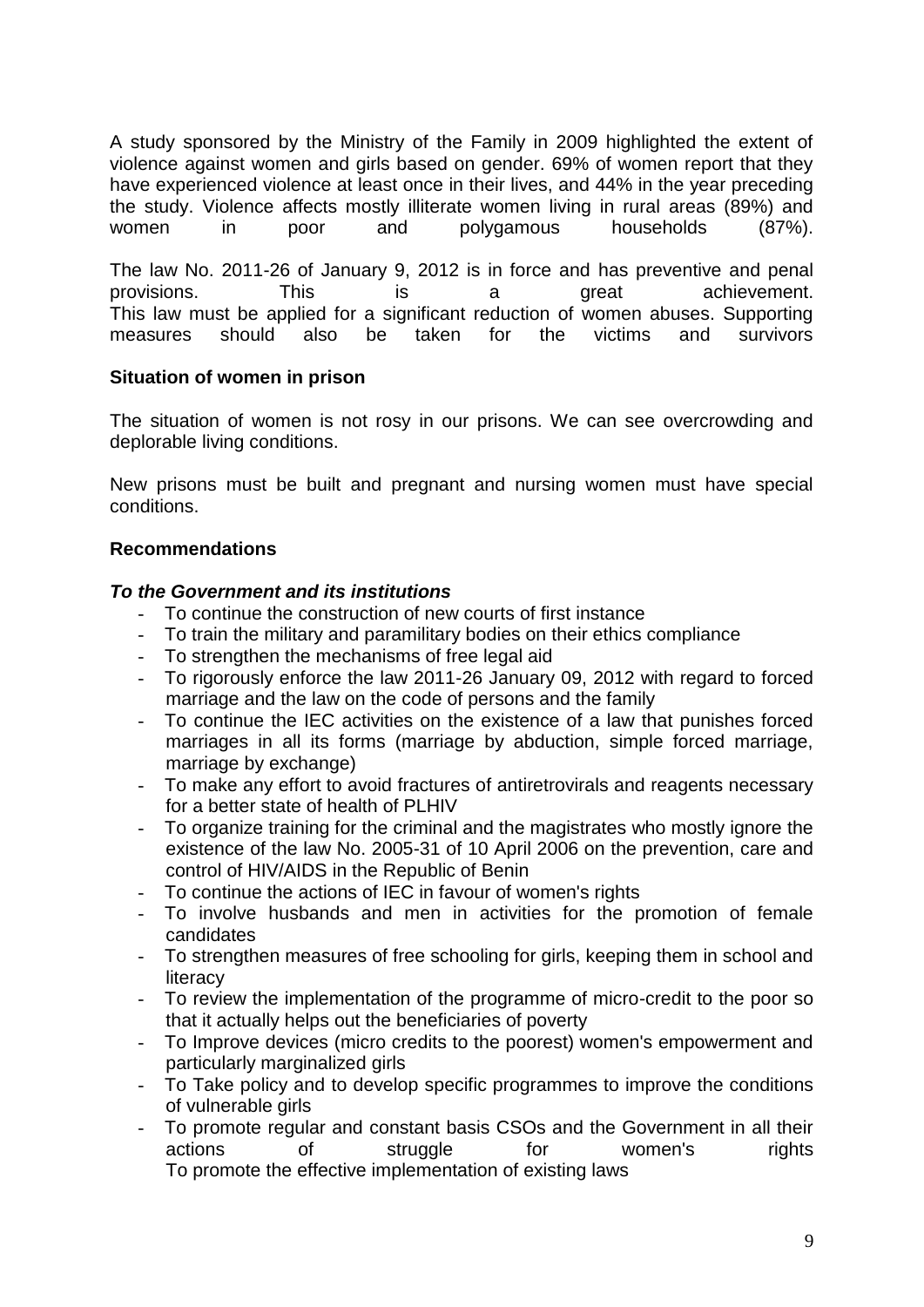A study sponsored by the Ministry of the Family in 2009 highlighted the extent of violence against women and girls based on gender. 69% of women report that they have experienced violence at least once in their lives, and 44% in the year preceding the study. Violence affects mostly illiterate women living in rural areas (89%) and women in poor and polygamous households (87%).

The law No. 2011-26 of January 9, 2012 is in force and has preventive and penal provisions. This is a great achievement.
This law must be applied for a significant reduction of women abuses. Supporting measures should also be taken for the victims and survivors

**Situation of women in prison**

The situation of women is not rosy in our prisons. We can see overcrowding and deplorable living conditions.

New prisons must be built and pregnant and nursing women must have special conditions.

**Recommendations**

***To the Government and its institutions***

- To continue the construction of new courts of first instance
- To train the military and paramilitary bodies on their ethics compliance
- To strengthen the mechanisms of free legal aid
- To rigorously enforce the law 2011-26 January 09, 2012 with regard to forced marriage and the law on the code of persons and the family
- To continue the IEC activities on the existence of a law that punishes forced marriages in all its forms (marriage by abduction, simple forced marriage, marriage by exchange)
- To make any effort to avoid fractures of antiretrovirals and reagents necessary for a better state of health of PLHIV
- To organize training for the criminal and the magistrates who mostly ignore the existence of the law No. 2005-31 of 10 April 2006 on the prevention, care and control of HIV/AIDS in the Republic of Benin
- To continue the actions of IEC in favour of women's rights
- To involve husbands and men in activities for the promotion of female candidates
- To strengthen measures of free schooling for girls, keeping them in school and literacy
- To review the implementation of the programme of micro-credit to the poor so that it actually helps out the beneficiaries of poverty
- To Improve devices (micro credits to the poorest) women's empowerment and particularly marginalized girls
- To Take policy and to develop specific programmes to improve the conditions of vulnerable girls
- To promote regular and constant basis CSOs and the Government in all their actions of struggle for women's rights
  To promote the effective implementation of existing laws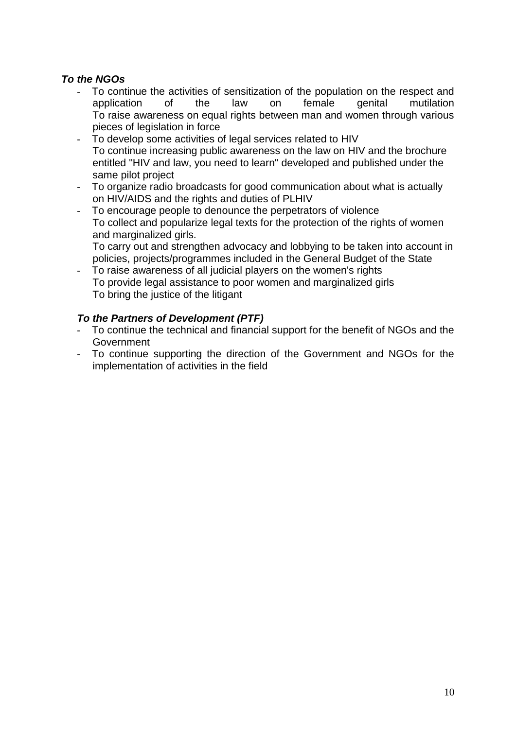***To the NGOs***

- To continue the activities of sensitization of the population on the respect and application of the law on female genital mutilation
  To raise awareness on equal rights between man and women through various pieces of legislation in force
- To develop some activities of legal services related to HIV
  To continue increasing public awareness on the law on HIV and the brochure entitled "HIV and law, you need to learn" developed and published under the same pilot project
- To organize radio broadcasts for good communication about what is actually on HIV/AIDS and the rights and duties of PLHIV
- To encourage people to denounce the perpetrators of violence
  To collect and popularize legal texts for the protection of the rights of women and marginalized girls.
  To carry out and strengthen advocacy and lobbying to be taken into account in policies, projects/programmes included in the General Budget of the State
- To raise awareness of all judicial players on the women's rights
  To provide legal assistance to poor women and marginalized girls
  To bring the justice of the litigant

***To the Partners of Development (PTF)***

- To continue the technical and financial support for the benefit of NGOs and the Government
- To continue supporting the direction of the Government and NGOs for the implementation of activities in the field